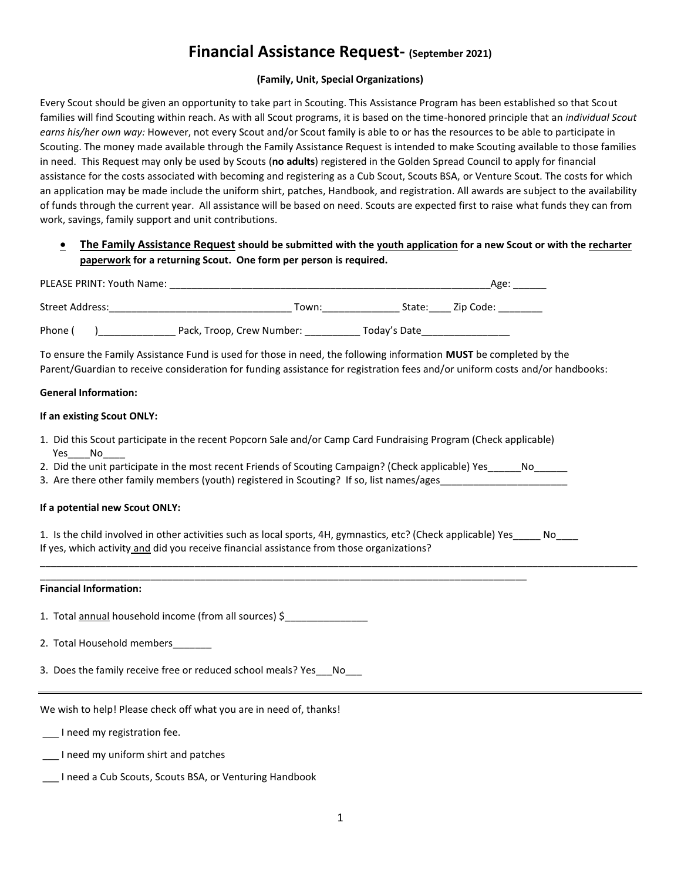# Financial Assistance Request- (September 2021)

**(Family, Unit, Special Organizations)**

Every Scout should be given an opportunity to take part in Scouting. This Assistance Program has been established so that Scout families will find Scouting within reach. As with all Scout programs, it is based on the time-honored principle that an *individual Scout earns his/her own way:* However, not every Scout and/or Scout family is able to or has the resources to be able to participate in Scouting. The money made available through the Family Assistance Request is intended to make Scouting available to those families in need. This Request may only be used by Scouts (**no adults**) registered in the Golden Spread Council to apply for financial assistance for the costs associated with becoming and registering as a Cub Scout, Scouts BSA, or Venture Scout. The costs for which an application may be made include the uniform shirt, patches, Handbook, and registration. All awards are subject to the availability of funds through the current year. All assistance will be based on need. Scouts are expected first to raise what funds they can from work, savings, family support and unit contributions.

- **The Family Assistance Request should be submitted with the youth application for a new Scout or with the recharter paperwork for a returning Scout. One form per person is required.**

PLEASE PRINT: Youth Name: ____________________________________________________________Age: ______

Street Address:_________________________________ Town:______________ State:____ Zip Code: ________

Phone (     )______________ Pack, Troop, Crew Number: __________ Today's Date________________

To ensure the Family Assistance Fund is used for those in need, the following information **MUST** be completed by the Parent/Guardian to receive consideration for funding assistance for registration fees and/or uniform costs and/or handbooks:

**General Information:**

**If an existing Scout ONLY:**

1. Did this Scout participate in the recent Popcorn Sale and/or Camp Card Fundraising Program (Check applicable) Yes____No____
2. Did the unit participate in the most recent Friends of Scouting Campaign? (Check applicable) Yes______No______
3. Are there other family members (youth) registered in Scouting? If so, list names/ages_______________________

**If a potential new Scout ONLY:**

1. Is the child involved in other activities such as local sports, 4H, gymnastics, etc? (Check applicable) Yes_____ No____
If yes, which activity and did you receive financial assistance from those organizations?
______________________________________________________________________________________________________
_____________________________________________________________________________________

**Financial Information:**

1. Total annual household income (from all sources) $_______________

2. Total Household members_______

3. Does the family receive free or reduced school meals? Yes___No___

---

We wish to help! Please check off what you are in need of, thanks!

___ I need my registration fee.

___ I need my uniform shirt and patches

___ I need a Cub Scouts, Scouts BSA, or Venturing Handbook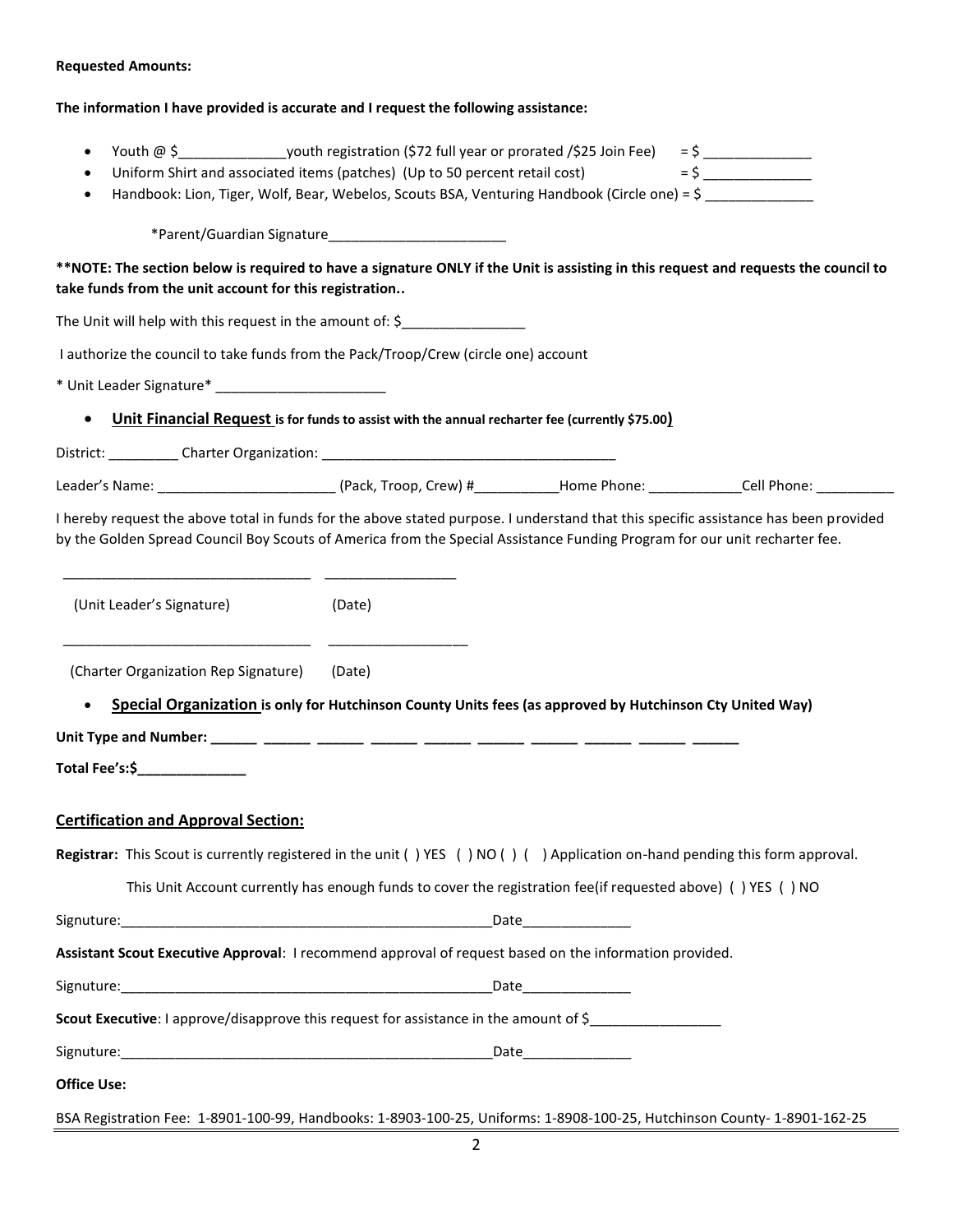**Requested Amounts:**

**The information I have provided is accurate and I request the following assistance:**

- Youth @ $______________youth registration ($72 full year or prorated /$25 Join Fee) = $ ______________
- Uniform Shirt and associated items (patches) (Up to 50 percent retail cost) = $ ______________
- Handbook: Lion, Tiger, Wolf, Bear, Webelos, Scouts BSA, Venturing Handbook (Circle one) = $ ______________

*Parent/Guardian Signature________________________

****NOTE: The section below is required to have a signature ONLY if the Unit is assisting in this request and requests the council to take funds from the unit account for this registration..**

The Unit will help with this request in the amount of: $________________

I authorize the council to take funds from the Pack/Troop/Crew (circle one) account

* Unit Leader Signature* ______________________

- **Unit Financial Request is for funds to assist with the annual recharter fee (currently $75.00)**

District: _________ Charter Organization: ________________________________________

Leader's Name: _______________________ (Pack, Troop, Crew) #___________Home Phone: ____________Cell Phone: __________

I hereby request the above total in funds for the above stated purpose. I understand that this specific assistance has been provided by the Golden Spread Council Boy Scouts of America from the Special Assistance Funding Program for our unit recharter fee.

________________________________ _________________

(Unit Leader's Signature) (Date)

________________________________ __________________

(Charter Organization Rep Signature) (Date)

- **Special Organization is only for Hutchinson County Units fees (as approved by Hutchinson Cty United Way)**

**Unit Type and Number: ______ ______ ______ ______ ______ ______ ______ ______ ______ ______**

**Total Fee's:$______________**

## Certification and Approval Section:

**Registrar:** This Scout is currently registered in the unit ( ) YES ( ) NO ( ) ( ) Application on-hand pending this form approval.

This Unit Account currently has enough funds to cover the registration fee(if requested above) ( ) YES ( ) NO

Signuture:__________________________________________________Date______________

**Assistant Scout Executive Approval**: I recommend approval of request based on the information provided.

Signuture:__________________________________________________Date______________

**Scout Executive**: I approve/disapprove this request for assistance in the amount of $_________________

Signuture:__________________________________________________Date______________

**Office Use:**

BSA Registration Fee: 1-8901-100-99, Handbooks: 1-8903-100-25, Uniforms: 1-8908-100-25, Hutchinson County- 1-8901-162-25